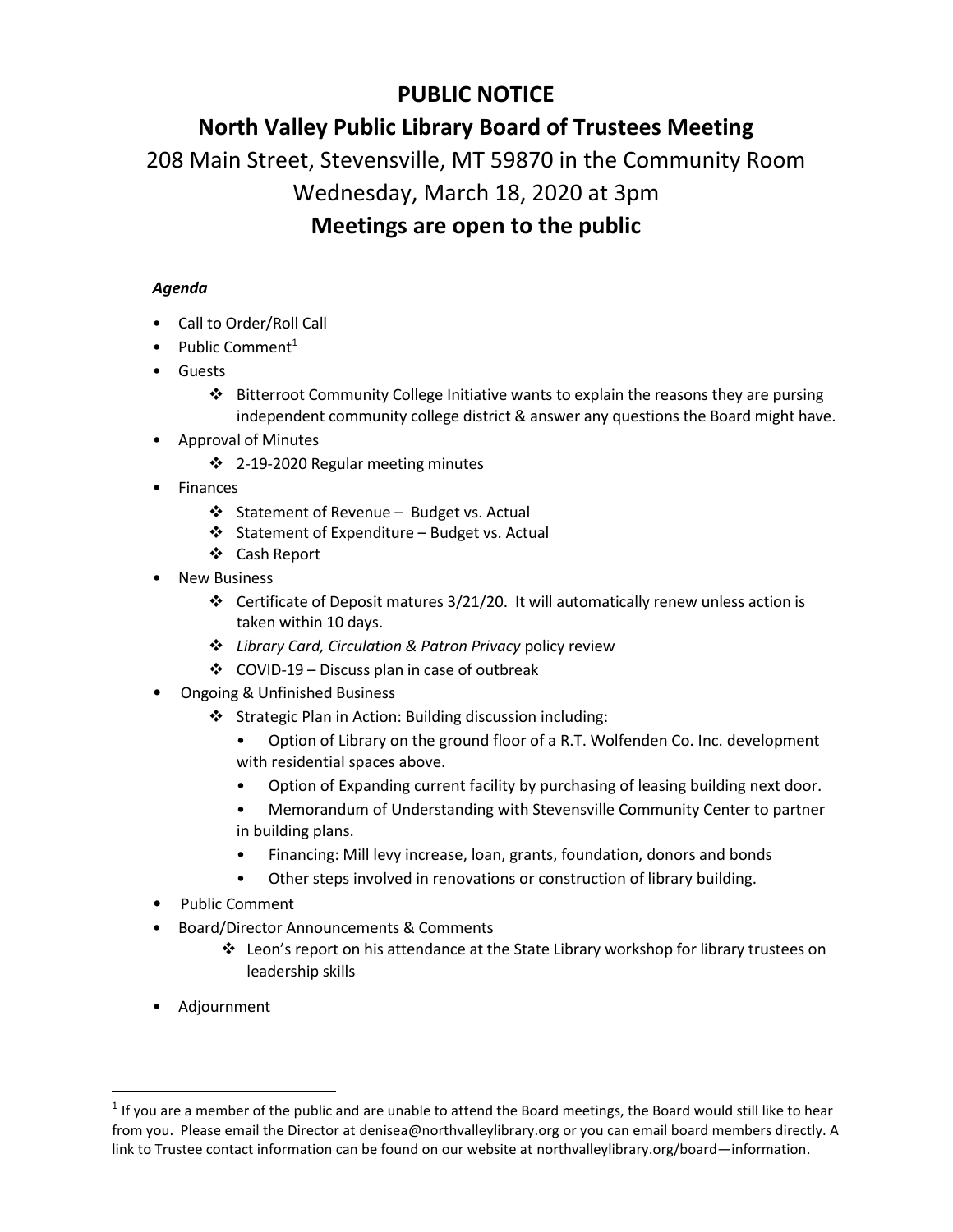# PUBLIC NOTICE

## North Valley Public Library Board of Trustees Meeting

208 Main Street, Stevensville, MT 59870 in the Community Room

Wednesday, March 18, 2020 at 3pm

## Meetings are open to the public

***Agenda***

- Call to Order/Roll Call
- Public Comment[1]
- Guests
  - ❖ Bitterroot Community College Initiative wants to explain the reasons they are pursing independent community college district & answer any questions the Board might have.
- Approval of Minutes
  - ❖ 2-19-2020 Regular meeting minutes
- Finances
  - ❖ Statement of Revenue – Budget vs. Actual
  - ❖ Statement of Expenditure – Budget vs. Actual
  - ❖ Cash Report
- New Business
  - ❖ Certificate of Deposit matures 3/21/20. It will automatically renew unless action is taken within 10 days.
  - ❖ *Library Card, Circulation & Patron Privacy* policy review
  - ❖ COVID-19 – Discuss plan in case of outbreak
- Ongoing & Unfinished Business
  - ❖ Strategic Plan in Action: Building discussion including:
    - Option of Library on the ground floor of a R.T. Wolfenden Co. Inc. development with residential spaces above.
    - Option of Expanding current facility by purchasing of leasing building next door.
    - Memorandum of Understanding with Stevensville Community Center to partner in building plans.
    - Financing: Mill levy increase, loan, grants, foundation, donors and bonds
    - Other steps involved in renovations or construction of library building.
- Public Comment
- Board/Director Announcements & Comments
  - ❖ Leon's report on his attendance at the State Library workshop for library trustees on leadership skills
- Adjournment

---

[1] If you are a member of the public and are unable to attend the Board meetings, the Board would still like to hear from you. Please email the Director at denisea@northvalleylibrary.org or you can email board members directly. A link to Trustee contact information can be found on our website at northvalleylibrary.org/board—information.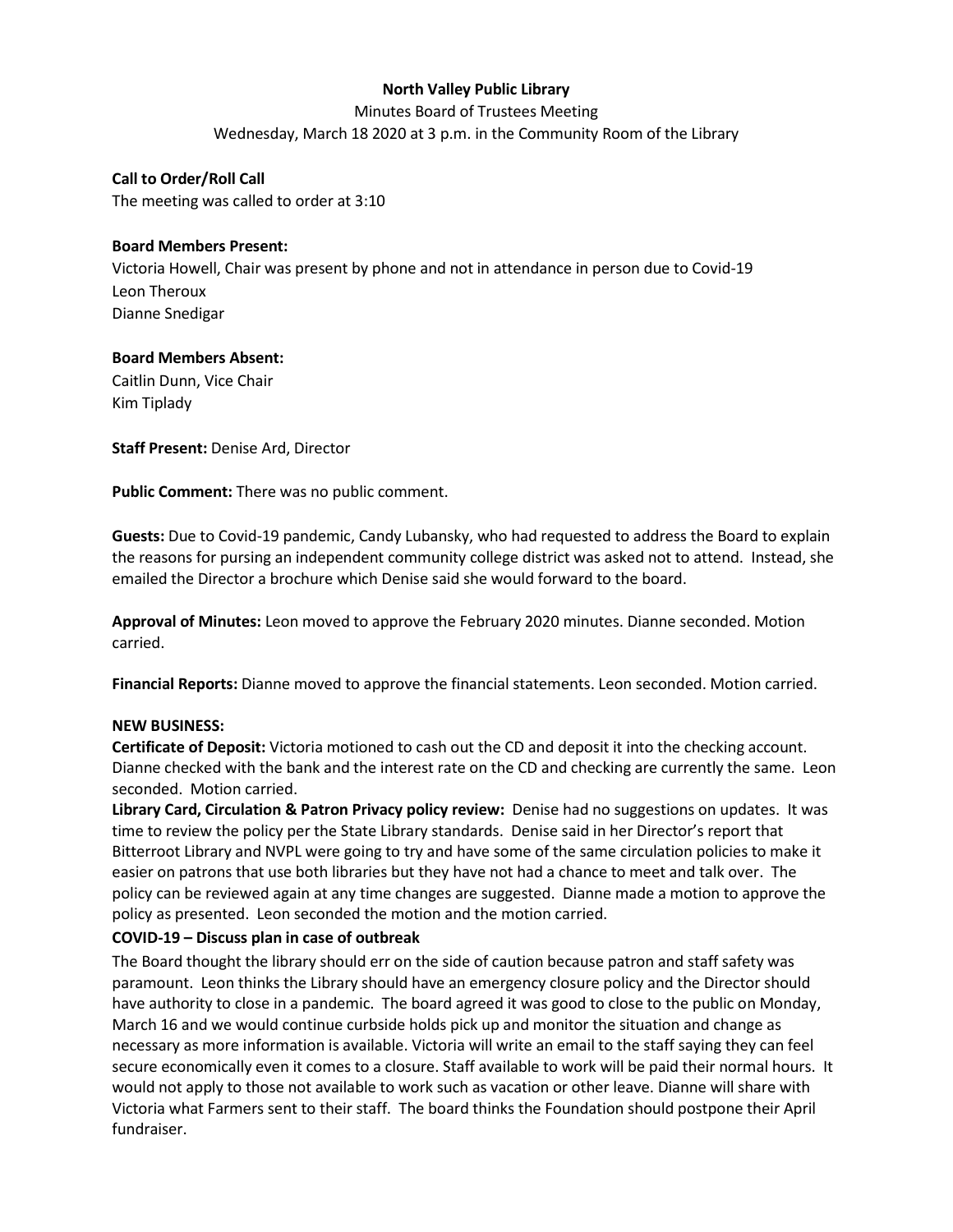**North Valley Public Library**

Minutes Board of Trustees Meeting

Wednesday, March 18 2020 at 3 p.m. in the Community Room of the Library

**Call to Order/Roll Call**

The meeting was called to order at 3:10

**Board Members Present:**

Victoria Howell, Chair was present by phone and not in attendance in person due to Covid-19

Leon Theroux

Dianne Snedigar

**Board Members Absent:**

Caitlin Dunn, Vice Chair

Kim Tiplady

**Staff Present:** Denise Ard, Director

**Public Comment:** There was no public comment.

**Guests:** Due to Covid-19 pandemic, Candy Lubansky, who had requested to address the Board to explain the reasons for pursing an independent community college district was asked not to attend. Instead, she emailed the Director a brochure which Denise said she would forward to the board.

**Approval of Minutes:** Leon moved to approve the February 2020 minutes. Dianne seconded. Motion carried.

**Financial Reports:** Dianne moved to approve the financial statements. Leon seconded. Motion carried.

**NEW BUSINESS:**

**Certificate of Deposit:** Victoria motioned to cash out the CD and deposit it into the checking account. Dianne checked with the bank and the interest rate on the CD and checking are currently the same. Leon seconded. Motion carried.

**Library Card, Circulation & Patron Privacy policy review:** Denise had no suggestions on updates. It was time to review the policy per the State Library standards. Denise said in her Director's report that Bitterroot Library and NVPL were going to try and have some of the same circulation policies to make it easier on patrons that use both libraries but they have not had a chance to meet and talk over. The policy can be reviewed again at any time changes are suggested. Dianne made a motion to approve the policy as presented. Leon seconded the motion and the motion carried.

**COVID-19 – Discuss plan in case of outbreak**

The Board thought the library should err on the side of caution because patron and staff safety was paramount. Leon thinks the Library should have an emergency closure policy and the Director should have authority to close in a pandemic. The board agreed it was good to close to the public on Monday, March 16 and we would continue curbside holds pick up and monitor the situation and change as necessary as more information is available. Victoria will write an email to the staff saying they can feel secure economically even it comes to a closure. Staff available to work will be paid their normal hours. It would not apply to those not available to work such as vacation or other leave. Dianne will share with Victoria what Farmers sent to their staff. The board thinks the Foundation should postpone their April fundraiser.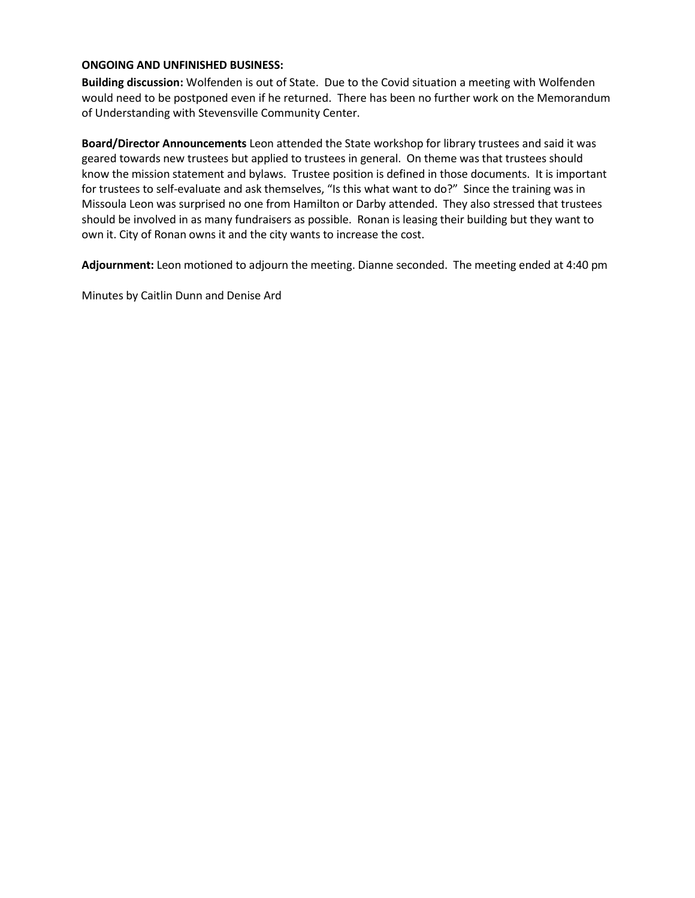**ONGOING AND UNFINISHED BUSINESS:**

**Building discussion:** Wolfenden is out of State. Due to the Covid situation a meeting with Wolfenden would need to be postponed even if he returned. There has been no further work on the Memorandum of Understanding with Stevensville Community Center.

**Board/Director Announcements** Leon attended the State workshop for library trustees and said it was geared towards new trustees but applied to trustees in general. On theme was that trustees should know the mission statement and bylaws. Trustee position is defined in those documents. It is important for trustees to self-evaluate and ask themselves, "Is this what want to do?" Since the training was in Missoula Leon was surprised no one from Hamilton or Darby attended. They also stressed that trustees should be involved in as many fundraisers as possible. Ronan is leasing their building but they want to own it. City of Ronan owns it and the city wants to increase the cost.

**Adjournment:** Leon motioned to adjourn the meeting. Dianne seconded. The meeting ended at 4:40 pm

Minutes by Caitlin Dunn and Denise Ard